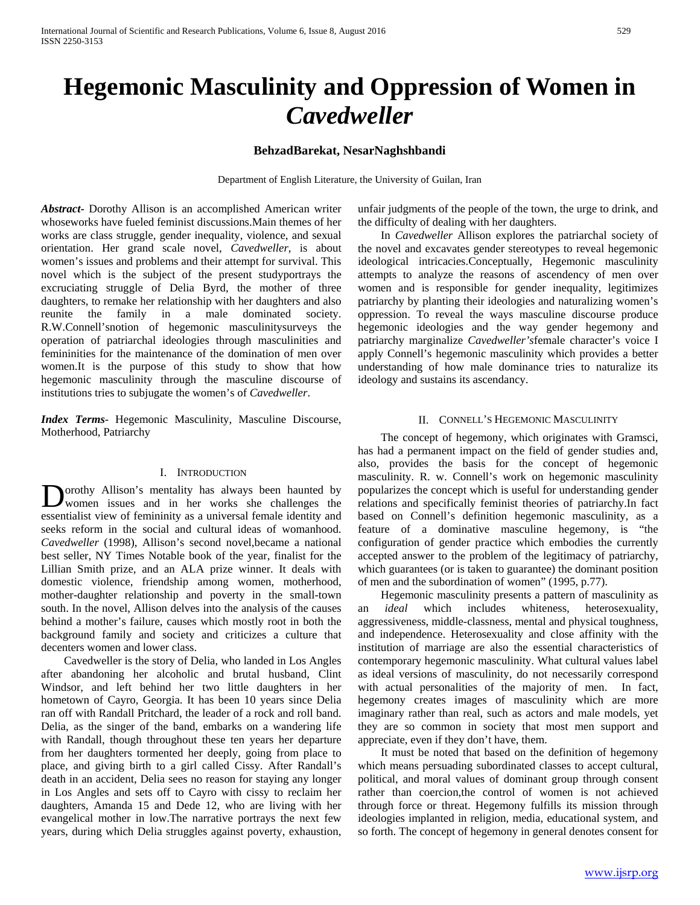# Hegemonic Masculinity and Oppression of Women in *Cavedweller*

**BehzadBarekat, NesarNaghshbandi**

Department of English Literature, the University of Guilan, Iran

***Abstract-*** Dorothy Allison is an accomplished American writer whoseworks have fueled feminist discussions.Main themes of her works are class struggle, gender inequality, violence, and sexual orientation. Her grand scale novel, *Cavedweller*, is about women's issues and problems and their attempt for survival. This novel which is the subject of the present studyportrays the excruciating struggle of Delia Byrd, the mother of three daughters, to remake her relationship with her daughters and also reunite the family in a male dominated society. R.W.Connell'snotion of hegemonic masculinitysurveys the operation of patriarchal ideologies through masculinities and femininities for the maintenance of the domination of men over women.It is the purpose of this study to show that how hegemonic masculinity through the masculine discourse of institutions tries to subjugate the women's of *Cavedweller*.

***Index Terms-*** Hegemonic Masculinity, Masculine Discourse, Motherhood, Patriarchy

## I. Introduction

Dorothy Allison's mentality has always been haunted by women issues and in her works she challenges the essentialist view of femininity as a universal female identity and seeks reform in the social and cultural ideas of womanhood. *Cavedweller* (1998), Allison's second novel,became a national best seller, NY Times Notable book of the year, finalist for the Lillian Smith prize, and an ALA prize winner. It deals with domestic violence, friendship among women, motherhood, mother-daughter relationship and poverty in the small-town south. In the novel, Allison delves into the analysis of the causes behind a mother's failure, causes which mostly root in both the background family and society and criticizes a culture that decenters women and lower class.

Cavedweller is the story of Delia, who landed in Los Angles after abandoning her alcoholic and brutal husband, Clint Windsor, and left behind her two little daughters in her hometown of Cayro, Georgia. It has been 10 years since Delia ran off with Randall Pritchard, the leader of a rock and roll band. Delia, as the singer of the band, embarks on a wandering life with Randall, though throughout these ten years her departure from her daughters tormented her deeply, going from place to place, and giving birth to a girl called Cissy. After Randall's death in an accident, Delia sees no reason for staying any longer in Los Angles and sets off to Cayro with cissy to reclaim her daughters, Amanda 15 and Dede 12, who are living with her evangelical mother in low.The narrative portrays the next few years, during which Delia struggles against poverty, exhaustion, unfair judgments of the people of the town, the urge to drink, and the difficulty of dealing with her daughters.

In *Cavedweller* Allison explores the patriarchal society of the novel and excavates gender stereotypes to reveal hegemonic ideological intricacies.Conceptually, Hegemonic masculinity attempts to analyze the reasons of ascendency of men over women and is responsible for gender inequality, legitimizes patriarchy by planting their ideologies and naturalizing women's oppression. To reveal the ways masculine discourse produce hegemonic ideologies and the way gender hegemony and patriarchy marginalize *Cavedweller's*female character's voice I apply Connell's hegemonic masculinity which provides a better understanding of how male dominance tries to naturalize its ideology and sustains its ascendancy.

## II. Connell's Hegemonic Masculinity

The concept of hegemony, which originates with Gramsci, has had a permanent impact on the field of gender studies and, also, provides the basis for the concept of hegemonic masculinity. R. w. Connell's work on hegemonic masculinity popularizes the concept which is useful for understanding gender relations and specifically feminist theories of patriarchy.In fact based on Connell's definition hegemonic masculinity, as a feature of a dominative masculine hegemony, is "the configuration of gender practice which embodies the currently accepted answer to the problem of the legitimacy of patriarchy, which guarantees (or is taken to guarantee) the dominant position of men and the subordination of women" (1995, p.77).

Hegemonic masculinity presents a pattern of masculinity as an *ideal* which includes whiteness, heterosexuality, aggressiveness, middle-classness, mental and physical toughness, and independence. Heterosexuality and close affinity with the institution of marriage are also the essential characteristics of contemporary hegemonic masculinity. What cultural values label as ideal versions of masculinity, do not necessarily correspond with actual personalities of the majority of men. In fact, hegemony creates images of masculinity which are more imaginary rather than real, such as actors and male models, yet they are so common in society that most men support and appreciate, even if they don't have, them.

It must be noted that based on the definition of hegemony which means persuading subordinated classes to accept cultural, political, and moral values of dominant group through consent rather than coercion,the control of women is not achieved through force or threat. Hegemony fulfills its mission through ideologies implanted in religion, media, educational system, and so forth. The concept of hegemony in general denotes consent for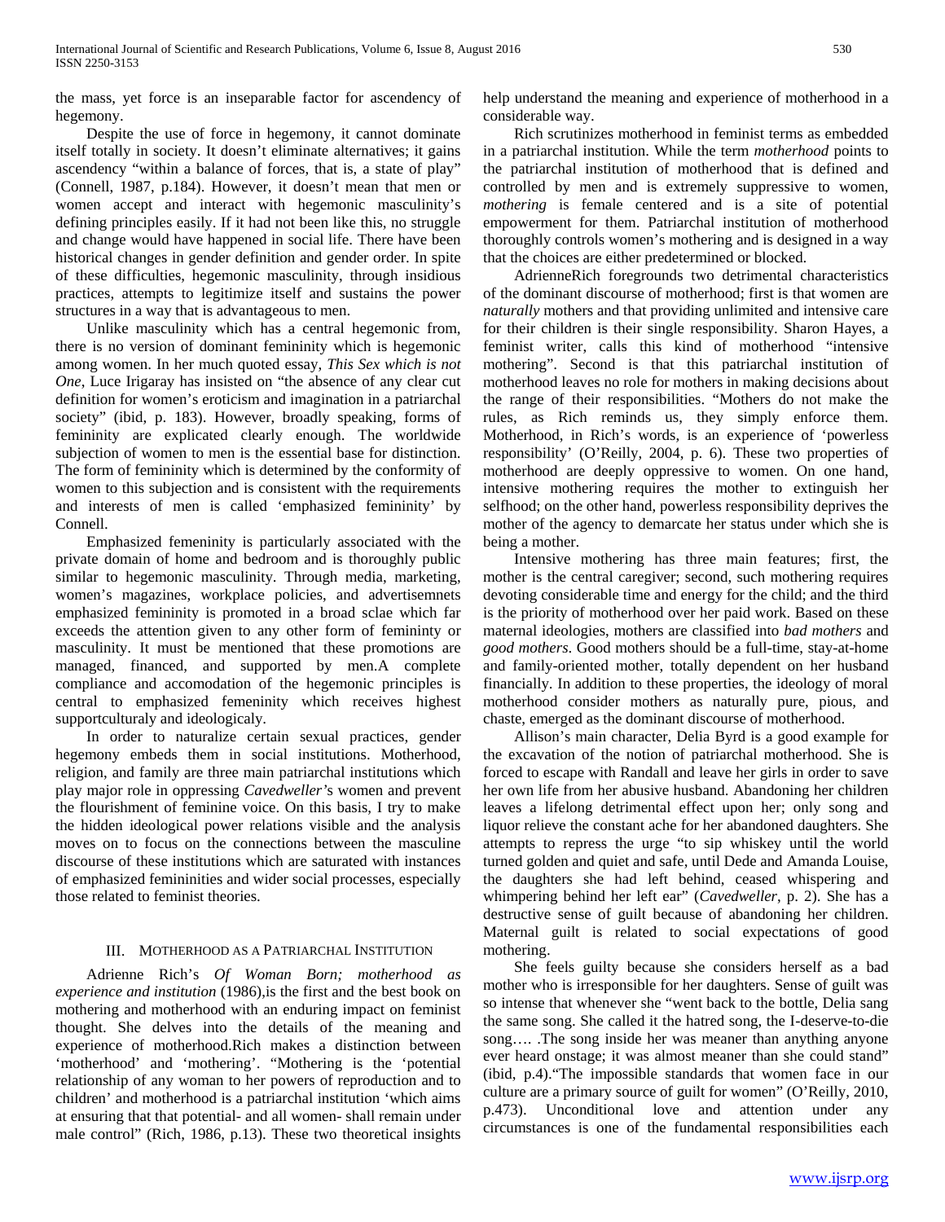the mass, yet force is an inseparable factor for ascendency of hegemony.

Despite the use of force in hegemony, it cannot dominate itself totally in society. It doesn't eliminate alternatives; it gains ascendency "within a balance of forces, that is, a state of play" (Connell, 1987, p.184). However, it doesn't mean that men or women accept and interact with hegemonic masculinity's defining principles easily. If it had not been like this, no struggle and change would have happened in social life. There have been historical changes in gender definition and gender order. In spite of these difficulties, hegemonic masculinity, through insidious practices, attempts to legitimize itself and sustains the power structures in a way that is advantageous to men.

Unlike masculinity which has a central hegemonic from, there is no version of dominant femininity which is hegemonic among women. In her much quoted essay, *This Sex which is not One*, Luce Irigaray has insisted on "the absence of any clear cut definition for women's eroticism and imagination in a patriarchal society" (ibid, p. 183). However, broadly speaking, forms of femininity are explicated clearly enough. The worldwide subjection of women to men is the essential base for distinction. The form of femininity which is determined by the conformity of women to this subjection and is consistent with the requirements and interests of men is called 'emphasized femininity' by Connell.

Emphasized femeninity is particularly associated with the private domain of home and bedroom and is thoroughly public similar to hegemonic masculinity. Through media, marketing, women's magazines, workplace policies, and advertisemnets emphasized femininity is promoted in a broad sclae which far exceeds the attention given to any other form of femininty or masculinity. It must be mentioned that these promotions are managed, financed, and supported by men.A complete compliance and accomodation of the hegemonic principles is central to emphasized femeninity which receives highest supportculturaly and ideologicaly.

In order to naturalize certain sexual practices, gender hegemony embeds them in social institutions. Motherhood, religion, and family are three main patriarchal institutions which play major role in oppressing *Cavedweller'*s women and prevent the flourishment of feminine voice. On this basis, I try to make the hidden ideological power relations visible and the analysis moves on to focus on the connections between the masculine discourse of these institutions which are saturated with instances of emphasized femininities and wider social processes, especially those related to feminist theories.

## III. Motherhood as a Patriarchal Institution

Adrienne Rich's *Of Woman Born; motherhood as experience and institution* (1986),is the first and the best book on mothering and motherhood with an enduring impact on feminist thought. She delves into the details of the meaning and experience of motherhood.Rich makes a distinction between 'motherhood' and 'mothering'. "Mothering is the 'potential relationship of any woman to her powers of reproduction and to children' and motherhood is a patriarchal institution 'which aims at ensuring that that potential- and all women- shall remain under male control" (Rich, 1986, p.13). These two theoretical insights help understand the meaning and experience of motherhood in a considerable way.

Rich scrutinizes motherhood in feminist terms as embedded in a patriarchal institution. While the term *motherhood* points to the patriarchal institution of motherhood that is defined and controlled by men and is extremely suppressive to women, *mothering* is female centered and is a site of potential empowerment for them. Patriarchal institution of motherhood thoroughly controls women's mothering and is designed in a way that the choices are either predetermined or blocked.

AdrienneRich foregrounds two detrimental characteristics of the dominant discourse of motherhood; first is that women are *naturally* mothers and that providing unlimited and intensive care for their children is their single responsibility. Sharon Hayes, a feminist writer, calls this kind of motherhood "intensive mothering". Second is that this patriarchal institution of motherhood leaves no role for mothers in making decisions about the range of their responsibilities. "Mothers do not make the rules, as Rich reminds us, they simply enforce them. Motherhood, in Rich's words, is an experience of 'powerless responsibility' (O'Reilly, 2004, p. 6). These two properties of motherhood are deeply oppressive to women. On one hand, intensive mothering requires the mother to extinguish her selfhood; on the other hand, powerless responsibility deprives the mother of the agency to demarcate her status under which she is being a mother.

Intensive mothering has three main features; first, the mother is the central caregiver; second, such mothering requires devoting considerable time and energy for the child; and the third is the priority of motherhood over her paid work. Based on these maternal ideologies, mothers are classified into *bad mothers* and *good mothers*. Good mothers should be a full-time, stay-at-home and family-oriented mother, totally dependent on her husband financially. In addition to these properties, the ideology of moral motherhood consider mothers as naturally pure, pious, and chaste, emerged as the dominant discourse of motherhood.

Allison's main character, Delia Byrd is a good example for the excavation of the notion of patriarchal motherhood. She is forced to escape with Randall and leave her girls in order to save her own life from her abusive husband. Abandoning her children leaves a lifelong detrimental effect upon her; only song and liquor relieve the constant ache for her abandoned daughters. She attempts to repress the urge "to sip whiskey until the world turned golden and quiet and safe, until Dede and Amanda Louise, the daughters she had left behind, ceased whispering and whimpering behind her left ear" (*Cavedweller*, p. 2). She has a destructive sense of guilt because of abandoning her children. Maternal guilt is related to social expectations of good mothering.

She feels guilty because she considers herself as a bad mother who is irresponsible for her daughters. Sense of guilt was so intense that whenever she "went back to the bottle, Delia sang the same song. She called it the hatred song, the I-deserve-to-die song…. .The song inside her was meaner than anything anyone ever heard onstage; it was almost meaner than she could stand" (ibid, p.4)."The impossible standards that women face in our culture are a primary source of guilt for women" (O'Reilly, 2010, p.473). Unconditional love and attention under any circumstances is one of the fundamental responsibilities each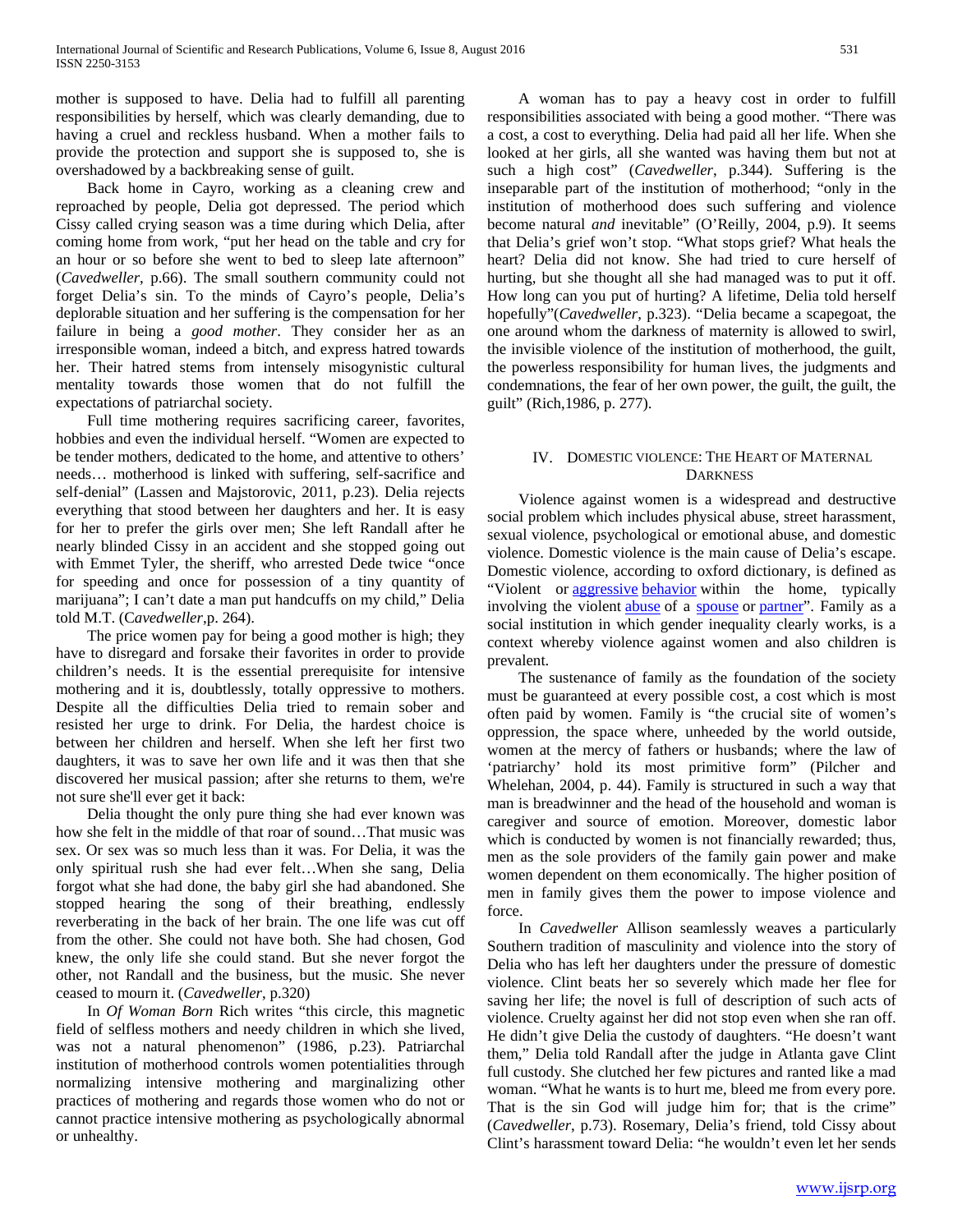mother is supposed to have. Delia had to fulfill all parenting responsibilities by herself, which was clearly demanding, due to having a cruel and reckless husband. When a mother fails to provide the protection and support she is supposed to, she is overshadowed by a backbreaking sense of guilt.

Back home in Cayro, working as a cleaning crew and reproached by people, Delia got depressed. The period which Cissy called crying season was a time during which Delia, after coming home from work, "put her head on the table and cry for an hour or so before she went to bed to sleep late afternoon" (*Cavedweller*, p.66). The small southern community could not forget Delia's sin. To the minds of Cayro's people, Delia's deplorable situation and her suffering is the compensation for her failure in being a *good mother*. They consider her as an irresponsible woman, indeed a bitch, and express hatred towards her. Their hatred stems from intensely misogynistic cultural mentality towards those women that do not fulfill the expectations of patriarchal society.

Full time mothering requires sacrificing career, favorites, hobbies and even the individual herself. "Women are expected to be tender mothers, dedicated to the home, and attentive to others' needs… motherhood is linked with suffering, self-sacrifice and self-denial" (Lassen and Majstorovic, 2011, p.23). Delia rejects everything that stood between her daughters and her. It is easy for her to prefer the girls over men; She left Randall after he nearly blinded Cissy in an accident and she stopped going out with Emmet Tyler, the sheriff, who arrested Dede twice "once for speeding and once for possession of a tiny quantity of marijuana"; I can't date a man put handcuffs on my child," Delia told M.T. (*Cavedweller*,p. 264).

The price women pay for being a good mother is high; they have to disregard and forsake their favorites in order to provide children's needs. It is the essential prerequisite for intensive mothering and it is, doubtlessly, totally oppressive to mothers. Despite all the difficulties Delia tried to remain sober and resisted her urge to drink. For Delia, the hardest choice is between her children and herself. When she left her first two daughters, it was to save her own life and it was then that she discovered her musical passion; after she returns to them, we're not sure she'll ever get it back:

Delia thought the only pure thing she had ever known was how she felt in the middle of that roar of sound…That music was sex. Or sex was so much less than it was. For Delia, it was the only spiritual rush she had ever felt…When she sang, Delia forgot what she had done, the baby girl she had abandoned. She stopped hearing the song of their breathing, endlessly reverberating in the back of her brain. The one life was cut off from the other. She could not have both. She had chosen, God knew, the only life she could stand. But she never forgot the other, not Randall and the business, but the music. She never ceased to mourn it. (*Cavedweller*, p.320)

In *Of Woman Born* Rich writes "this circle, this magnetic field of selfless mothers and needy children in which she lived, was not a natural phenomenon" (1986, p.23). Patriarchal institution of motherhood controls women potentialities through normalizing intensive mothering and marginalizing other practices of mothering and regards those women who do not or cannot practice intensive mothering as psychologically abnormal or unhealthy.

A woman has to pay a heavy cost in order to fulfill responsibilities associated with being a good mother. "There was a cost, a cost to everything. Delia had paid all her life. When she looked at her girls, all she wanted was having them but not at such a high cost" (*Cavedweller*, p.344). Suffering is the inseparable part of the institution of motherhood; "only in the institution of motherhood does such suffering and violence become natural *and* inevitable" (O'Reilly, 2004, p.9). It seems that Delia's grief won't stop. "What stops grief? What heals the heart? Delia did not know. She had tried to cure herself of hurting, but she thought all she had managed was to put it off. How long can you put of hurting? A lifetime, Delia told herself hopefully"(*Cavedweller*, p.323). "Delia became a scapegoat, the one around whom the darkness of maternity is allowed to swirl, the invisible violence of the institution of motherhood, the guilt, the powerless responsibility for human lives, the judgments and condemnations, the fear of her own power, the guilt, the guilt, the guilt" (Rich,1986, p. 277).

## IV. Domestic violence: The Heart of Maternal Darkness

Violence against women is a widespread and destructive social problem which includes physical abuse, street harassment, sexual violence, psychological or emotional abuse, and domestic violence. Domestic violence is the main cause of Delia's escape. Domestic violence, according to oxford dictionary, is defined as "Violent or aggressive behavior within the home, typically involving the violent abuse of a spouse or partner". Family as a social institution in which gender inequality clearly works, is a context whereby violence against women and also children is prevalent.

The sustenance of family as the foundation of the society must be guaranteed at every possible cost, a cost which is most often paid by women. Family is "the crucial site of women's oppression, the space where, unheeded by the world outside, women at the mercy of fathers or husbands; where the law of 'patriarchy' hold its most primitive form" (Pilcher and Whelehan, 2004, p. 44). Family is structured in such a way that man is breadwinner and the head of the household and woman is caregiver and source of emotion. Moreover, domestic labor which is conducted by women is not financially rewarded; thus, men as the sole providers of the family gain power and make women dependent on them economically. The higher position of men in family gives them the power to impose violence and force.

In *Cavedweller* Allison seamlessly weaves a particularly Southern tradition of masculinity and violence into the story of Delia who has left her daughters under the pressure of domestic violence. Clint beats her so severely which made her flee for saving her life; the novel is full of description of such acts of violence. Cruelty against her did not stop even when she ran off. He didn't give Delia the custody of daughters. "He doesn't want them," Delia told Randall after the judge in Atlanta gave Clint full custody. She clutched her few pictures and ranted like a mad woman. "What he wants is to hurt me, bleed me from every pore. That is the sin God will judge him for; that is the crime" (*Cavedweller*, p.73). Rosemary, Delia's friend, told Cissy about Clint's harassment toward Delia: "he wouldn't even let her sends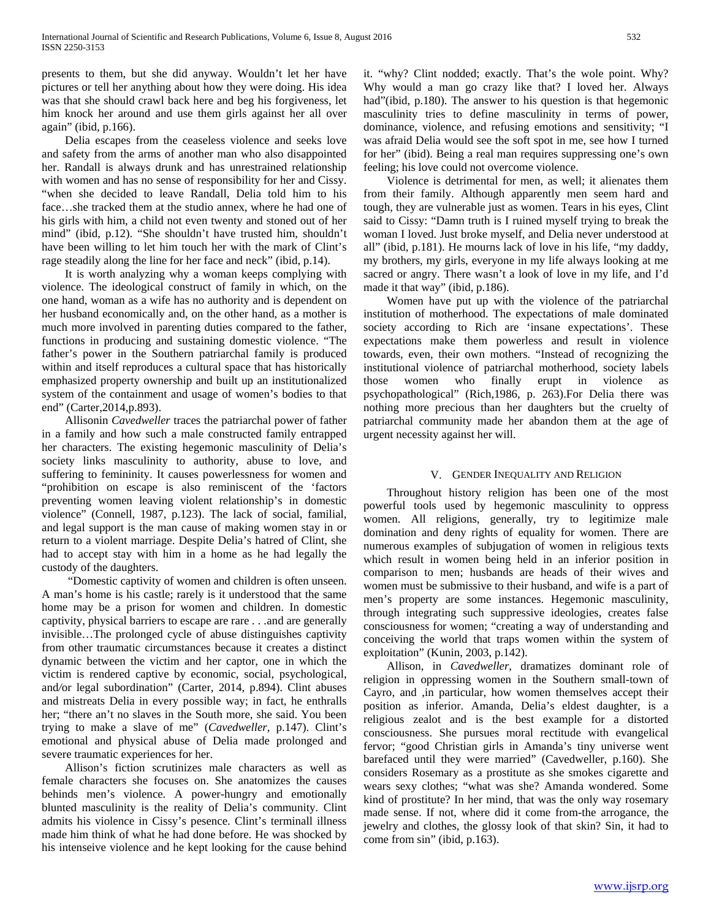presents to them, but she did anyway. Wouldn't let her have pictures or tell her anything about how they were doing. His idea was that she should crawl back here and beg his forgiveness, let him knock her around and use them girls against her all over again" (ibid, p.166).

Delia escapes from the ceaseless violence and seeks love and safety from the arms of another man who also disappointed her. Randall is always drunk and has unrestrained relationship with women and has no sense of responsibility for her and Cissy. "when she decided to leave Randall, Delia told him to his face…she tracked them at the studio annex, where he had one of his girls with him, a child not even twenty and stoned out of her mind" (ibid, p.12). "She shouldn't have trusted him, shouldn't have been willing to let him touch her with the mark of Clint's rage steadily along the line for her face and neck" (ibid, p.14).

It is worth analyzing why a woman keeps complying with violence. The ideological construct of family in which, on the one hand, woman as a wife has no authority and is dependent on her husband economically and, on the other hand, as a mother is much more involved in parenting duties compared to the father, functions in producing and sustaining domestic violence. "The father's power in the Southern patriarchal family is produced within and itself reproduces a cultural space that has historically emphasized property ownership and built up an institutionalized system of the containment and usage of women's bodies to that end" (Carter,2014,p.893).

Allisonin *Cavedweller* traces the patriarchal power of father in a family and how such a male constructed family entrapped her characters. The existing hegemonic masculinity of Delia's society links masculinity to authority, abuse to love, and suffering to femininity. It causes powerlessness for women and "prohibition on escape is also reminiscent of the 'factors preventing women leaving violent relationship's in domestic violence" (Connell, 1987, p.123). The lack of social, familial, and legal support is the man cause of making women stay in or return to a violent marriage. Despite Delia's hatred of Clint, she had to accept stay with him in a home as he had legally the custody of the daughters.

"Domestic captivity of women and children is often unseen. A man's home is his castle; rarely is it understood that the same home may be a prison for women and children. In domestic captivity, physical barriers to escape are rare . . .and are generally invisible…The prolonged cycle of abuse distinguishes captivity from other traumatic circumstances because it creates a distinct dynamic between the victim and her captor, one in which the victim is rendered captive by economic, social, psychological, and/or legal subordination" (Carter, 2014, p.894). Clint abuses and mistreats Delia in every possible way; in fact, he enthralls her; "there an't no slaves in the South more, she said. You been trying to make a slave of me" (*Cavedweller*, p.147). Clint's emotional and physical abuse of Delia made prolonged and severe traumatic experiences for her.

Allison's fiction scrutinizes male characters as well as female characters she focuses on. She anatomizes the causes behinds men's violence. A power-hungry and emotionally blunted masculinity is the reality of Delia's community. Clint admits his violence in Cissy's pesence. Clint's terminall illness made him think of what he had done before. He was shocked by his intenseive violence and he kept looking for the cause behind it. "why? Clint nodded; exactly. That's the wole point. Why? Why would a man go crazy like that? I loved her. Always had"(ibid, p.180). The answer to his question is that hegemonic masculinity tries to define masculinity in terms of power, dominance, violence, and refusing emotions and sensitivity; "I was afraid Delia would see the soft spot in me, see how I turned for her" (ibid). Being a real man requires suppressing one's own feeling; his love could not overcome violence.

Violence is detrimental for men, as well; it alienates them from their family. Although apparently men seem hard and tough, they are vulnerable just as women. Tears in his eyes, Clint said to Cissy: "Damn truth is I ruined myself trying to break the woman I loved. Just broke myself, and Delia never understood at all" (ibid, p.181). He mourns lack of love in his life, "my daddy, my brothers, my girls, everyone in my life always looking at me sacred or angry. There wasn't a look of love in my life, and I'd made it that way" (ibid, p.186).

Women have put up with the violence of the patriarchal institution of motherhood. The expectations of male dominated society according to Rich are 'insane expectations'. These expectations make them powerless and result in violence towards, even, their own mothers. "Instead of recognizing the institutional violence of patriarchal motherhood, society labels those women who finally erupt in violence as psychopathological" (Rich,1986, p. 263).For Delia there was nothing more precious than her daughters but the cruelty of patriarchal community made her abandon them at the age of urgent necessity against her will.

## V. Gender Inequality and Religion

Throughout history religion has been one of the most powerful tools used by hegemonic masculinity to oppress women. All religions, generally, try to legitimize male domination and deny rights of equality for women. There are numerous examples of subjugation of women in religious texts which result in women being held in an inferior position in comparison to men; husbands are heads of their wives and women must be submissive to their husband, and wife is a part of men's property are some instances. Hegemonic masculinity, through integrating such suppressive ideologies, creates false consciousness for women; "creating a way of understanding and conceiving the world that traps women within the system of exploitation" (Kunin, 2003, p.142).

Allison, in *Cavedweller*, dramatizes dominant role of religion in oppressing women in the Southern small-town of Cayro, and ,in particular, how women themselves accept their position as inferior. Amanda, Delia's eldest daughter, is a religious zealot and is the best example for a distorted consciousness. She pursues moral rectitude with evangelical fervor; "good Christian girls in Amanda's tiny universe went barefaced until they were married" (Cavedweller, p.160). She considers Rosemary as a prostitute as she smokes cigarette and wears sexy clothes; "what was she? Amanda wondered. Some kind of prostitute? In her mind, that was the only way rosemary made sense. If not, where did it come from-the arrogance, the jewelry and clothes, the glossy look of that skin? Sin, it had to come from sin" (ibid, p.163).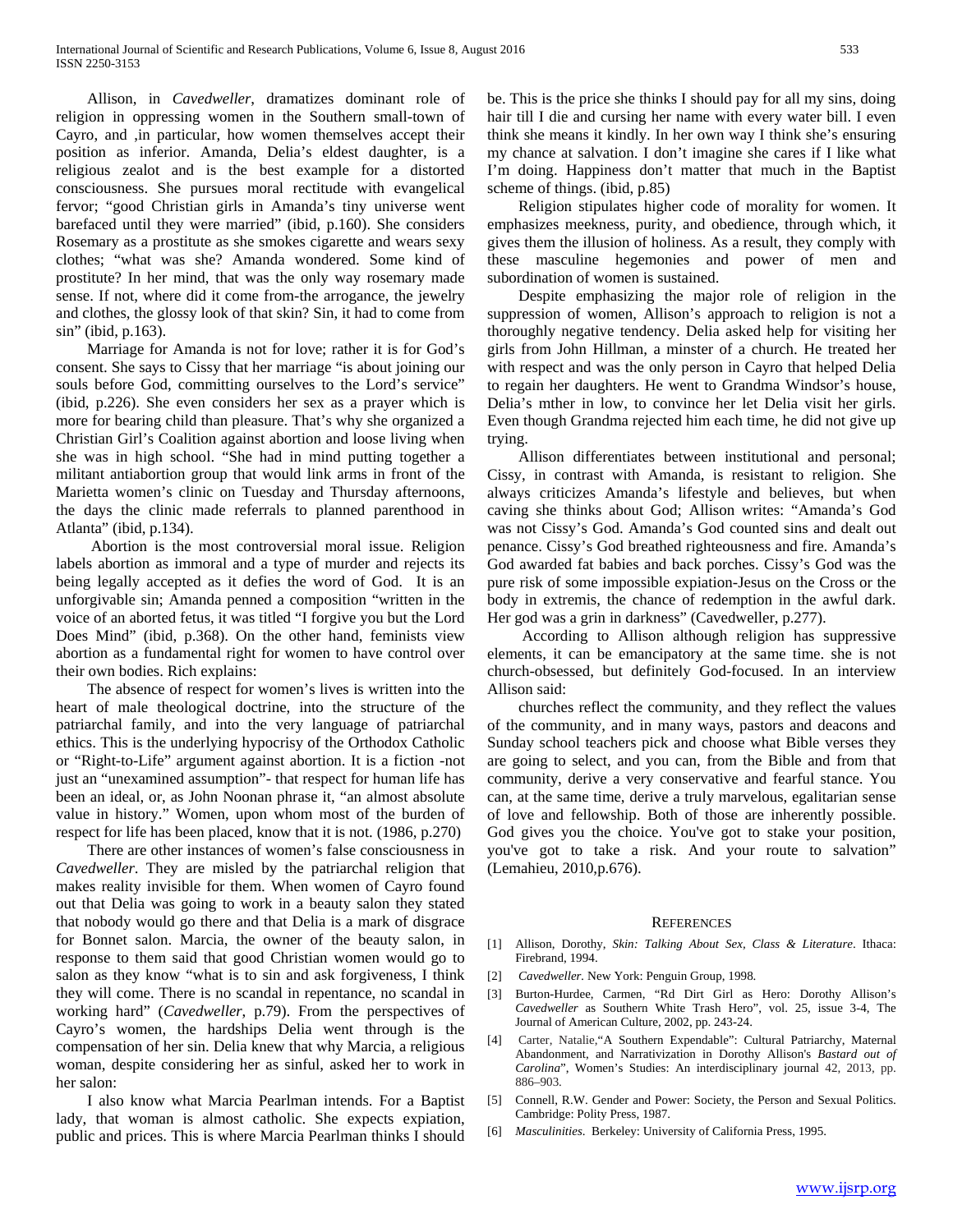Allison, in *Cavedweller*, dramatizes dominant role of religion in oppressing women in the Southern small-town of Cayro, and ,in particular, how women themselves accept their position as inferior. Amanda, Delia's eldest daughter, is a religious zealot and is the best example for a distorted consciousness. She pursues moral rectitude with evangelical fervor; "good Christian girls in Amanda's tiny universe went barefaced until they were married" (ibid, p.160). She considers Rosemary as a prostitute as she smokes cigarette and wears sexy clothes; "what was she? Amanda wondered. Some kind of prostitute? In her mind, that was the only way rosemary made sense. If not, where did it come from-the arrogance, the jewelry and clothes, the glossy look of that skin? Sin, it had to come from sin" (ibid, p.163).

Marriage for Amanda is not for love; rather it is for God's consent. She says to Cissy that her marriage "is about joining our souls before God, committing ourselves to the Lord's service" (ibid, p.226). She even considers her sex as a prayer which is more for bearing child than pleasure. That's why she organized a Christian Girl's Coalition against abortion and loose living when she was in high school. "She had in mind putting together a militant antiabortion group that would link arms in front of the Marietta women's clinic on Tuesday and Thursday afternoons, the days the clinic made referrals to planned parenthood in Atlanta" (ibid, p.134).

Abortion is the most controversial moral issue. Religion labels abortion as immoral and a type of murder and rejects its being legally accepted as it defies the word of God. It is an unforgivable sin; Amanda penned a composition "written in the voice of an aborted fetus, it was titled "I forgive you but the Lord Does Mind" (ibid, p.368). On the other hand, feminists view abortion as a fundamental right for women to have control over their own bodies. Rich explains:

The absence of respect for women's lives is written into the heart of male theological doctrine, into the structure of the patriarchal family, and into the very language of patriarchal ethics. This is the underlying hypocrisy of the Orthodox Catholic or "Right-to-Life" argument against abortion. It is a fiction -not just an "unexamined assumption"- that respect for human life has been an ideal, or, as John Noonan phrase it, "an almost absolute value in history." Women, upon whom most of the burden of respect for life has been placed, know that it is not. (1986, p.270)

There are other instances of women's false consciousness in *Cavedweller*. They are misled by the patriarchal religion that makes reality invisible for them. When women of Cayro found out that Delia was going to work in a beauty salon they stated that nobody would go there and that Delia is a mark of disgrace for Bonnet salon. Marcia, the owner of the beauty salon, in response to them said that good Christian women would go to salon as they know "what is to sin and ask forgiveness, I think they will come. There is no scandal in repentance, no scandal in working hard" (*Cavedweller*, p.79). From the perspectives of Cayro's women, the hardships Delia went through is the compensation of her sin. Delia knew that why Marcia, a religious woman, despite considering her as sinful, asked her to work in her salon:

I also know what Marcia Pearlman intends. For a Baptist lady, that woman is almost catholic. She expects expiation, public and prices. This is where Marcia Pearlman thinks I should be. This is the price she thinks I should pay for all my sins, doing hair till I die and cursing her name with every water bill. I even think she means it kindly. In her own way I think she's ensuring my chance at salvation. I don't imagine she cares if I like what I'm doing. Happiness don't matter that much in the Baptist scheme of things. (ibid, p.85)

Religion stipulates higher code of morality for women. It emphasizes meekness, purity, and obedience, through which, it gives them the illusion of holiness. As a result, they comply with these masculine hegemonies and power of men and subordination of women is sustained.

Despite emphasizing the major role of religion in the suppression of women, Allison's approach to religion is not a thoroughly negative tendency. Delia asked help for visiting her girls from John Hillman, a minster of a church. He treated her with respect and was the only person in Cayro that helped Delia to regain her daughters. He went to Grandma Windsor's house, Delia's mther in low, to convince her let Delia visit her girls. Even though Grandma rejected him each time, he did not give up trying.

Allison differentiates between institutional and personal; Cissy, in contrast with Amanda, is resistant to religion. She always criticizes Amanda's lifestyle and believes, but when caving she thinks about God; Allison writes: "Amanda's God was not Cissy's God. Amanda's God counted sins and dealt out penance. Cissy's God breathed righteousness and fire. Amanda's God awarded fat babies and back porches. Cissy's God was the pure risk of some impossible expiation-Jesus on the Cross or the body in extremis, the chance of redemption in the awful dark. Her god was a grin in darkness" (Cavedweller, p.277).

According to Allison although religion has suppressive elements, it can be emancipatory at the same time. she is not church-obsessed, but definitely God-focused. In an interview Allison said:

churches reflect the community, and they reflect the values of the community, and in many ways, pastors and deacons and Sunday school teachers pick and choose what Bible verses they are going to select, and you can, from the Bible and from that community, derive a very conservative and fearful stance. You can, at the same time, derive a truly marvelous, egalitarian sense of love and fellowship. Both of those are inherently possible. God gives you the choice. You've got to stake your position, you've got to take a risk. And your route to salvation" (Lemahieu, 2010,p.676).

## References

[1] Allison, Dorothy, *Skin: Talking About Sex, Class & Literature*. Ithaca: Firebrand, 1994.

[2] *Cavedweller*. New York: Penguin Group, 1998.

[3] Burton-Hurdee, Carmen, "Rd Dirt Girl as Hero: Dorothy Allison's *Cavedweller* as Southern White Trash Hero", vol. 25, issue 3-4, The Journal of American Culture, 2002, pp. 243-24.

[4] Carter, Natalie,"A Southern Expendable": Cultural Patriarchy, Maternal Abandonment, and Narrativization in Dorothy Allison's *Bastard out of Carolina*", Women's Studies: An interdisciplinary journal 42, 2013, pp. 886–903.

[5] Connell, R.W. Gender and Power: Society, the Person and Sexual Politics. Cambridge: Polity Press, 1987.

[6] *Masculinities*. Berkeley: University of California Press, 1995.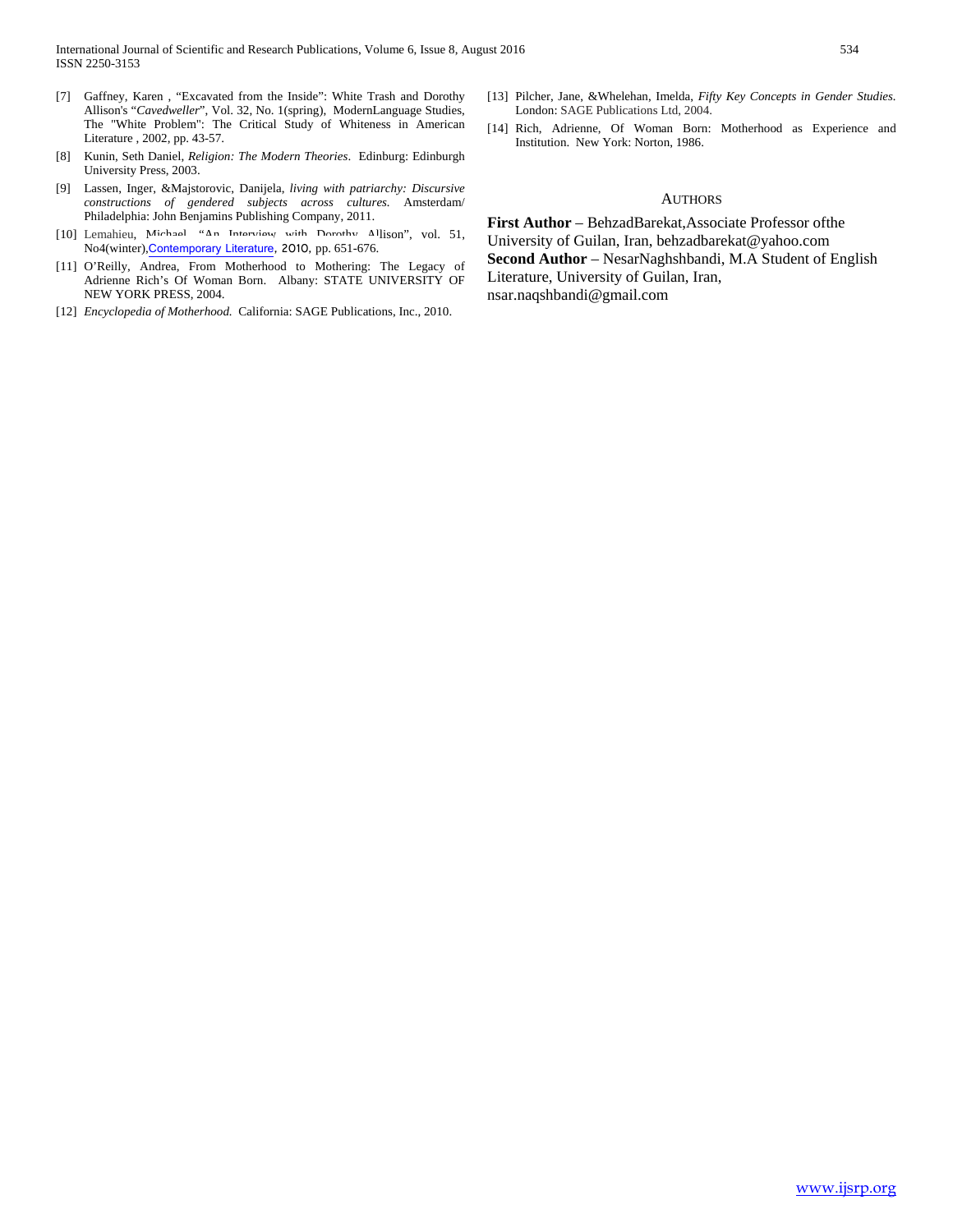[7] Gaffney, Karen , "Excavated from the Inside": White Trash and Dorothy Allison's "*Cavedweller*", Vol. 32, No. 1(spring), ModernLanguage Studies, The "White Problem": The Critical Study of Whiteness in American Literature , 2002, pp. 43-57.

[8] Kunin, Seth Daniel, *Religion: The Modern Theories*. Edinburg: Edinburgh University Press, 2003.

[9] Lassen, Inger, &Majstorovic, Danijela, *living with patriarchy: Discursive constructions of gendered subjects across cultures.* Amsterdam/ Philadelphia: John Benjamins Publishing Company, 2011.

[10] Lemahieu, Michael, "An Interview with Dorothy Allison", vol. 51, No4(winter),Contemporary Literature, 2010, pp. 651-676.

[11] O'Reilly, Andrea, From Motherhood to Mothering: The Legacy of Adrienne Rich's Of Woman Born. Albany: STATE UNIVERSITY OF NEW YORK PRESS, 2004.

[12] *Encyclopedia of Motherhood.* California: SAGE Publications, Inc., 2010.

[13] Pilcher, Jane, &Whelehan, Imelda, *Fifty Key Concepts in Gender Studies.* London: SAGE Publications Ltd, 2004.

[14] Rich, Adrienne, Of Woman Born: Motherhood as Experience and Institution. New York: Norton, 1986.

## AUTHORS

**First Author** – BehzadBarekat,Associate Professor ofthe University of Guilan, Iran, behzadbarekat@yahoo.com

**Second Author** – NesarNaghshbandi, M.A Student of English Literature, University of Guilan, Iran, nsar.naqshbandi@gmail.com